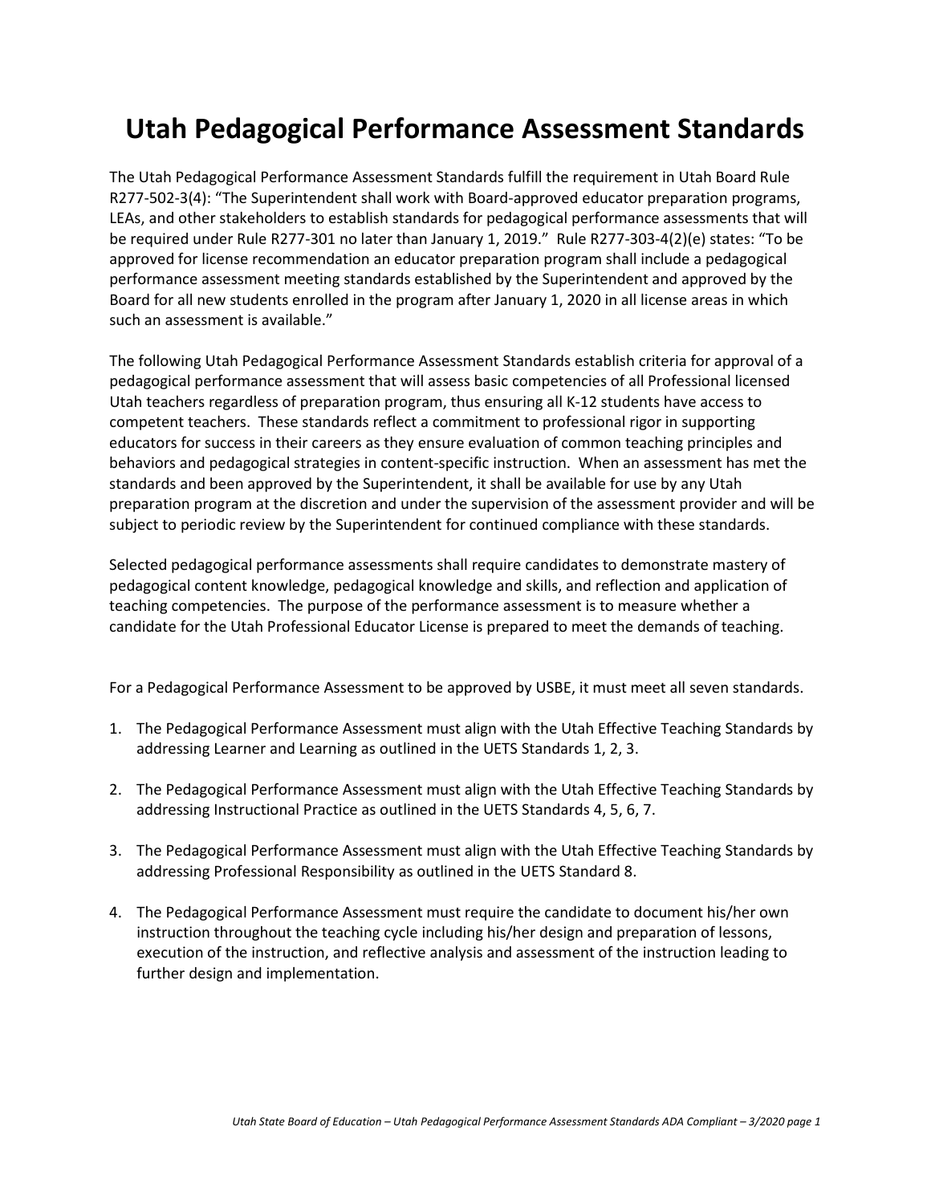# Utah Pedagogical Performance Assessment Standards

The Utah Pedagogical Performance Assessment Standards fulfill the requirement in Utah Board Rule R277-502-3(4): "The Superintendent shall work with Board-approved educator preparation programs, LEAs, and other stakeholders to establish standards for pedagogical performance assessments that will be required under Rule R277-301 no later than January 1, 2019." Rule R277-303-4(2)(e) states: "To be approved for license recommendation an educator preparation program shall include a pedagogical performance assessment meeting standards established by the Superintendent and approved by the Board for all new students enrolled in the program after January 1, 2020 in all license areas in which such an assessment is available."

The following Utah Pedagogical Performance Assessment Standards establish criteria for approval of a pedagogical performance assessment that will assess basic competencies of all Professional licensed Utah teachers regardless of preparation program, thus ensuring all K-12 students have access to competent teachers. These standards reflect a commitment to professional rigor in supporting educators for success in their careers as they ensure evaluation of common teaching principles and behaviors and pedagogical strategies in content-specific instruction. When an assessment has met the standards and been approved by the Superintendent, it shall be available for use by any Utah preparation program at the discretion and under the supervision of the assessment provider and will be subject to periodic review by the Superintendent for continued compliance with these standards.

Selected pedagogical performance assessments shall require candidates to demonstrate mastery of pedagogical content knowledge, pedagogical knowledge and skills, and reflection and application of teaching competencies. The purpose of the performance assessment is to measure whether a candidate for the Utah Professional Educator License is prepared to meet the demands of teaching.

For a Pedagogical Performance Assessment to be approved by USBE, it must meet all seven standards.

1. The Pedagogical Performance Assessment must align with the Utah Effective Teaching Standards by addressing Learner and Learning as outlined in the UETS Standards 1, 2, 3.

2. The Pedagogical Performance Assessment must align with the Utah Effective Teaching Standards by addressing Instructional Practice as outlined in the UETS Standards 4, 5, 6, 7.

3. The Pedagogical Performance Assessment must align with the Utah Effective Teaching Standards by addressing Professional Responsibility as outlined in the UETS Standard 8.

4. The Pedagogical Performance Assessment must require the candidate to document his/her own instruction throughout the teaching cycle including his/her design and preparation of lessons, execution of the instruction, and reflective analysis and assessment of the instruction leading to further design and implementation.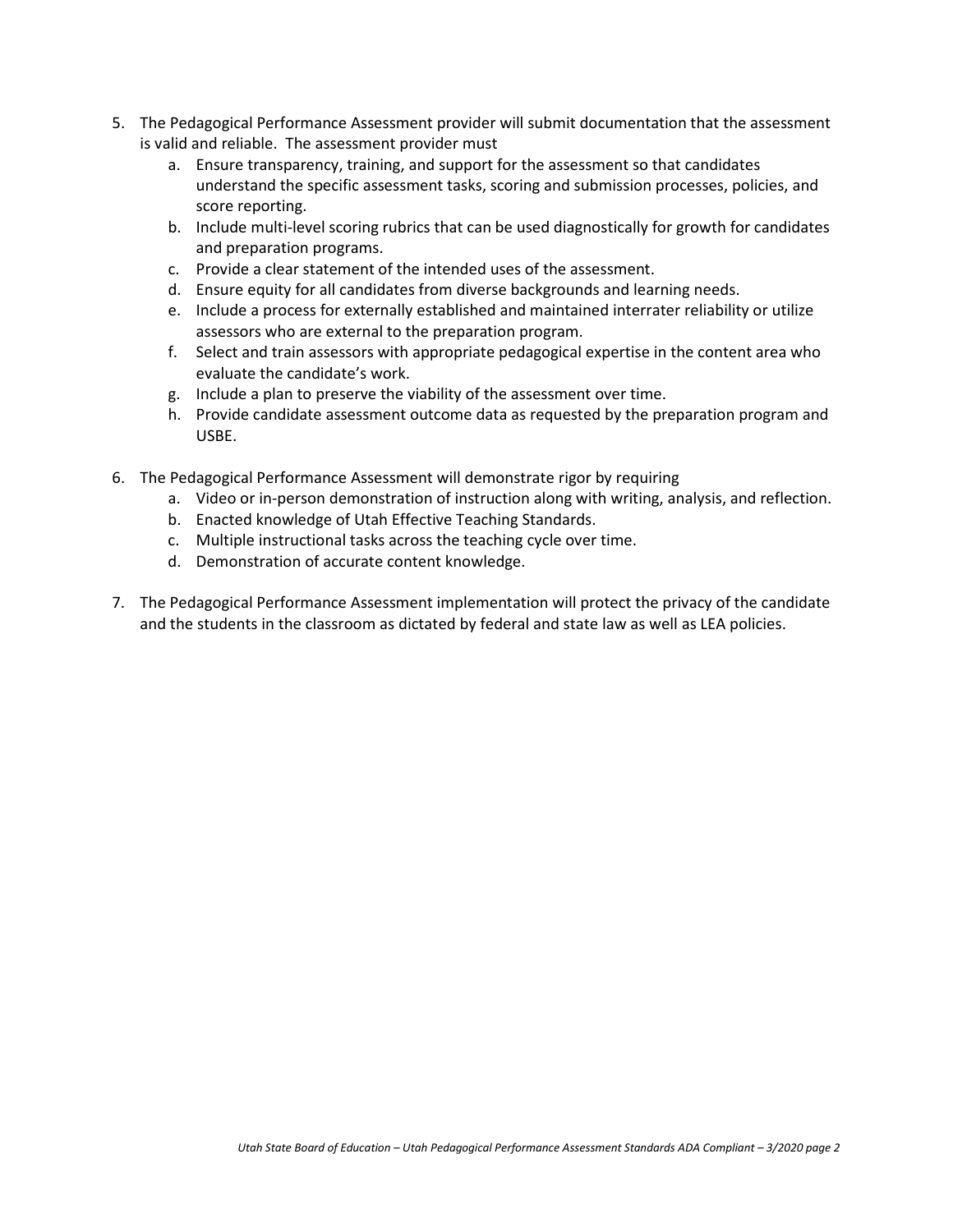5. The Pedagogical Performance Assessment provider will submit documentation that the assessment is valid and reliable. The assessment provider must
   a. Ensure transparency, training, and support for the assessment so that candidates understand the specific assessment tasks, scoring and submission processes, policies, and score reporting.
   b. Include multi-level scoring rubrics that can be used diagnostically for growth for candidates and preparation programs.
   c. Provide a clear statement of the intended uses of the assessment.
   d. Ensure equity for all candidates from diverse backgrounds and learning needs.
   e. Include a process for externally established and maintained interrater reliability or utilize assessors who are external to the preparation program.
   f. Select and train assessors with appropriate pedagogical expertise in the content area who evaluate the candidate's work.
   g. Include a plan to preserve the viability of the assessment over time.
   h. Provide candidate assessment outcome data as requested by the preparation program and USBE.

6. The Pedagogical Performance Assessment will demonstrate rigor by requiring
   a. Video or in-person demonstration of instruction along with writing, analysis, and reflection.
   b. Enacted knowledge of Utah Effective Teaching Standards.
   c. Multiple instructional tasks across the teaching cycle over time.
   d. Demonstration of accurate content knowledge.

7. The Pedagogical Performance Assessment implementation will protect the privacy of the candidate and the students in the classroom as dictated by federal and state law as well as LEA policies.